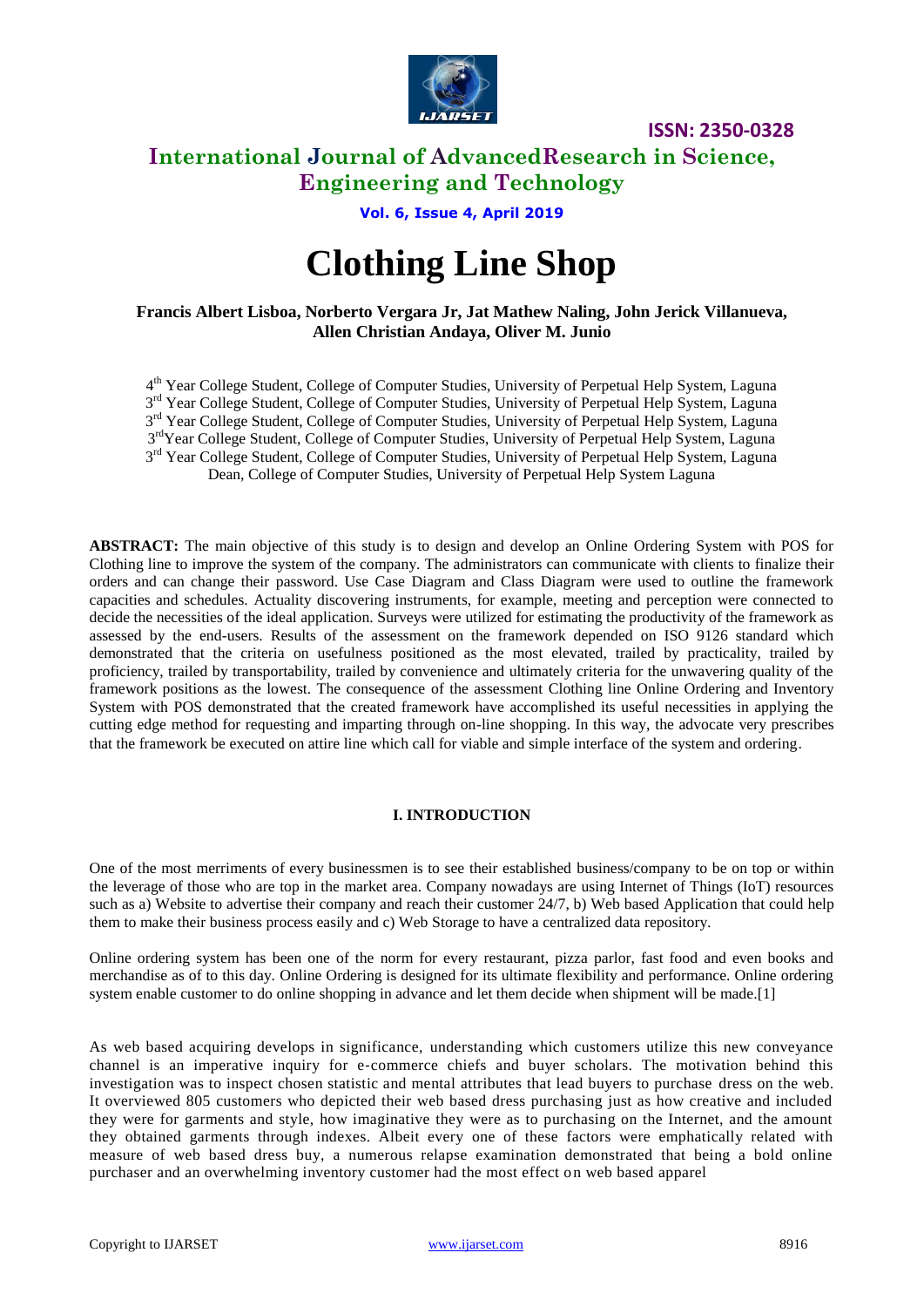# Clothing Line Shop

**Francis Albert Lisboa, Norberto Vergara Jr, Jat Mathew Naling, John Jerick Villanueva, Allen Christian Andaya, Oliver M. Junio**

4th Year College Student, College of Computer Studies, University of Perpetual Help System, Laguna
3rd Year College Student, College of Computer Studies, University of Perpetual Help System, Laguna
3rd Year College Student, College of Computer Studies, University of Perpetual Help System, Laguna
3rdYear College Student, College of Computer Studies, University of Perpetual Help System, Laguna
3rd Year College Student, College of Computer Studies, University of Perpetual Help System, Laguna
Dean, College of Computer Studies, University of Perpetual Help System Laguna

**ABSTRACT:** The main objective of this study is to design and develop an Online Ordering System with POS for Clothing line to improve the system of the company. The administrators can communicate with clients to finalize their orders and can change their password. Use Case Diagram and Class Diagram were used to outline the framework capacities and schedules. Actuality discovering instruments, for example, meeting and perception were connected to decide the necessities of the ideal application. Surveys were utilized for estimating the productivity of the framework as assessed by the end-users. Results of the assessment on the framework depended on ISO 9126 standard which demonstrated that the criteria on usefulness positioned as the most elevated, trailed by practicality, trailed by proficiency, trailed by transportability, trailed by convenience and ultimately criteria for the unwavering quality of the framework positions as the lowest. The consequence of the assessment Clothing line Online Ordering and Inventory System with POS demonstrated that the created framework have accomplished its useful necessities in applying the cutting edge method for requesting and imparting through on-line shopping. In this way, the advocate very prescribes that the framework be executed on attire line which call for viable and simple interface of the system and ordering.

## I. INTRODUCTION

One of the most merriments of every businessmen is to see their established business/company to be on top or within the leverage of those who are top in the market area. Company nowadays are using Internet of Things (IoT) resources such as a) Website to advertise their company and reach their customer 24/7, b) Web based Application that could help them to make their business process easily and c) Web Storage to have a centralized data repository.

Online ordering system has been one of the norm for every restaurant, pizza parlor, fast food and even books and merchandise as of to this day. Online Ordering is designed for its ultimate flexibility and performance. Online ordering system enable customer to do online shopping in advance and let them decide when shipment will be made.[1]

As web based acquiring develops in significance, understanding which customers utilize this new conveyance channel is an imperative inquiry for e-commerce chiefs and buyer scholars. The motivation behind this investigation was to inspect chosen statistic and mental attributes that lead buyers to purchase dress on the web. It overviewed 805 customers who depicted their web based dress purchasing just as how creative and included they were for garments and style, how imaginative they were as to purchasing on the Internet, and the amount they obtained garments through indexes. Albeit every one of these factors were emphatically related with measure of web based dress buy, a numerous relapse examination demonstrated that being a bold online purchaser and an overwhelming inventory customer had the most effect on web based apparel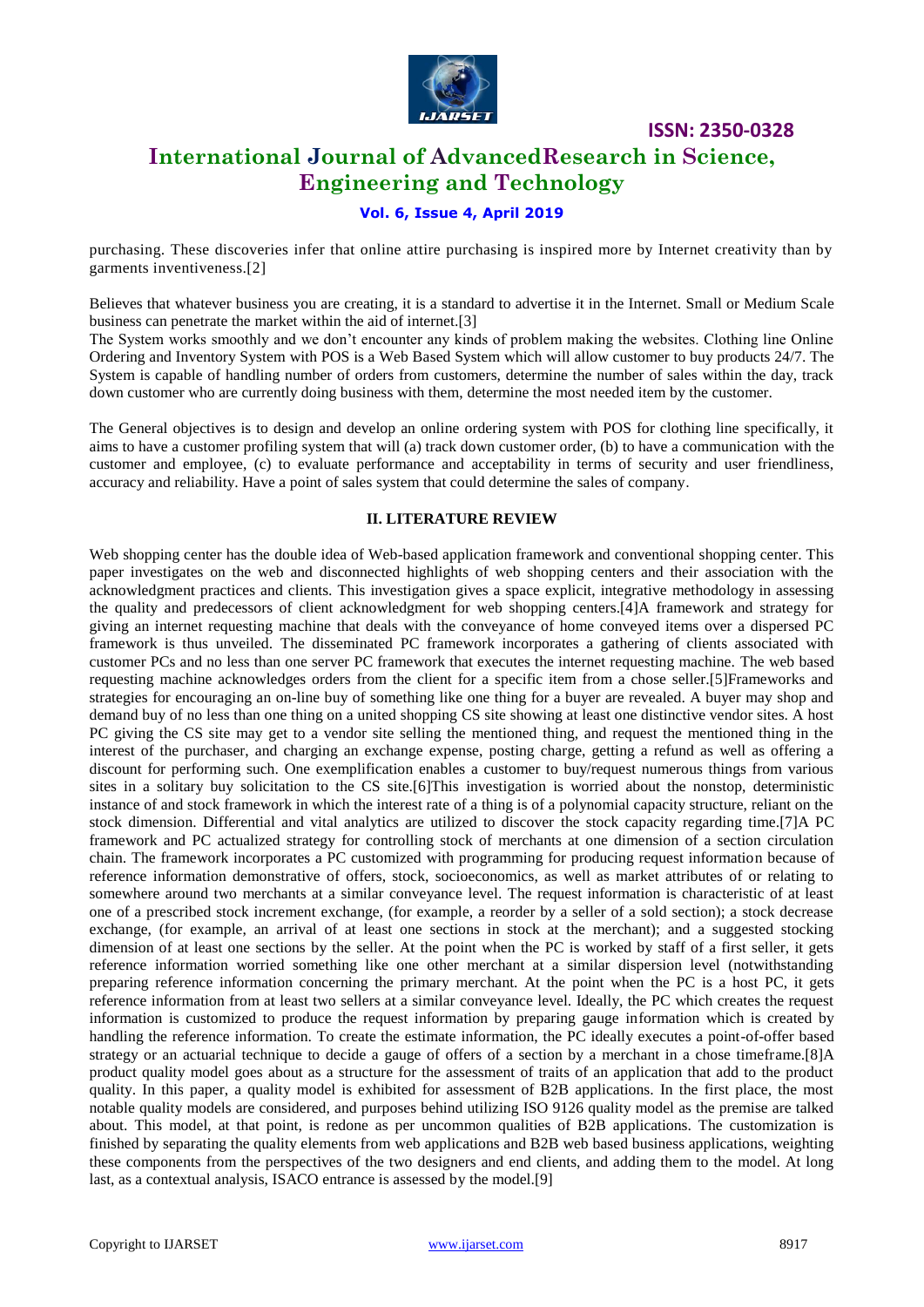purchasing. These discoveries infer that online attire purchasing is inspired more by Internet creativity than by garments inventiveness.[2]

Believes that whatever business you are creating, it is a standard to advertise it in the Internet. Small or Medium Scale business can penetrate the market within the aid of internet.[3]

The System works smoothly and we don't encounter any kinds of problem making the websites. Clothing line Online Ordering and Inventory System with POS is a Web Based System which will allow customer to buy products 24/7. The System is capable of handling number of orders from customers, determine the number of sales within the day, track down customer who are currently doing business with them, determine the most needed item by the customer.

The General objectives is to design and develop an online ordering system with POS for clothing line specifically, it aims to have a customer profiling system that will (a) track down customer order, (b) to have a communication with the customer and employee, (c) to evaluate performance and acceptability in terms of security and user friendliness, accuracy and reliability. Have a point of sales system that could determine the sales of company.

## II. LITERATURE REVIEW

Web shopping center has the double idea of Web-based application framework and conventional shopping center. This paper investigates on the web and disconnected highlights of web shopping centers and their association with the acknowledgment practices and clients. This investigation gives a space explicit, integrative methodology in assessing the quality and predecessors of client acknowledgment for web shopping centers.[4]A framework and strategy for giving an internet requesting machine that deals with the conveyance of home conveyed items over a dispersed PC framework is thus unveiled. The disseminated PC framework incorporates a gathering of clients associated with customer PCs and no less than one server PC framework that executes the internet requesting machine. The web based requesting machine acknowledges orders from the client for a specific item from a chose seller.[5]Frameworks and strategies for encouraging an on-line buy of something like one thing for a buyer are revealed. A buyer may shop and demand buy of no less than one thing on a united shopping CS site showing at least one distinctive vendor sites. A host PC giving the CS site may get to a vendor site selling the mentioned thing, and request the mentioned thing in the interest of the purchaser, and charging an exchange expense, posting charge, getting a refund as well as offering a discount for performing such. One exemplification enables a customer to buy/request numerous things from various sites in a solitary buy solicitation to the CS site.[6]This investigation is worried about the nonstop, deterministic instance of and stock framework in which the interest rate of a thing is of a polynomial capacity structure, reliant on the stock dimension. Differential and vital analytics are utilized to discover the stock capacity regarding time.[7]A PC framework and PC actualized strategy for controlling stock of merchants at one dimension of a section circulation chain. The framework incorporates a PC customized with programming for producing request information because of reference information demonstrative of offers, stock, socioeconomics, as well as market attributes of or relating to somewhere around two merchants at a similar conveyance level. The request information is characteristic of at least one of a prescribed stock increment exchange, (for example, a reorder by a seller of a sold section); a stock decrease exchange, (for example, an arrival of at least one sections in stock at the merchant); and a suggested stocking dimension of at least one sections by the seller. At the point when the PC is worked by staff of a first seller, it gets reference information worried something like one other merchant at a similar dispersion level (notwithstanding preparing reference information concerning the primary merchant. At the point when the PC is a host PC, it gets reference information from at least two sellers at a similar conveyance level. Ideally, the PC which creates the request information is customized to produce the request information by preparing gauge information which is created by handling the reference information. To create the estimate information, the PC ideally executes a point-of-offer based strategy or an actuarial technique to decide a gauge of offers of a section by a merchant in a chose timeframe.[8]A product quality model goes about as a structure for the assessment of traits of an application that add to the product quality. In this paper, a quality model is exhibited for assessment of B2B applications. In the first place, the most notable quality models are considered, and purposes behind utilizing ISO 9126 quality model as the premise are talked about. This model, at that point, is redone as per uncommon qualities of B2B applications. The customization is finished by separating the quality elements from web applications and B2B web based business applications, weighting these components from the perspectives of the two designers and end clients, and adding them to the model. At long last, as a contextual analysis, ISACO entrance is assessed by the model.[9]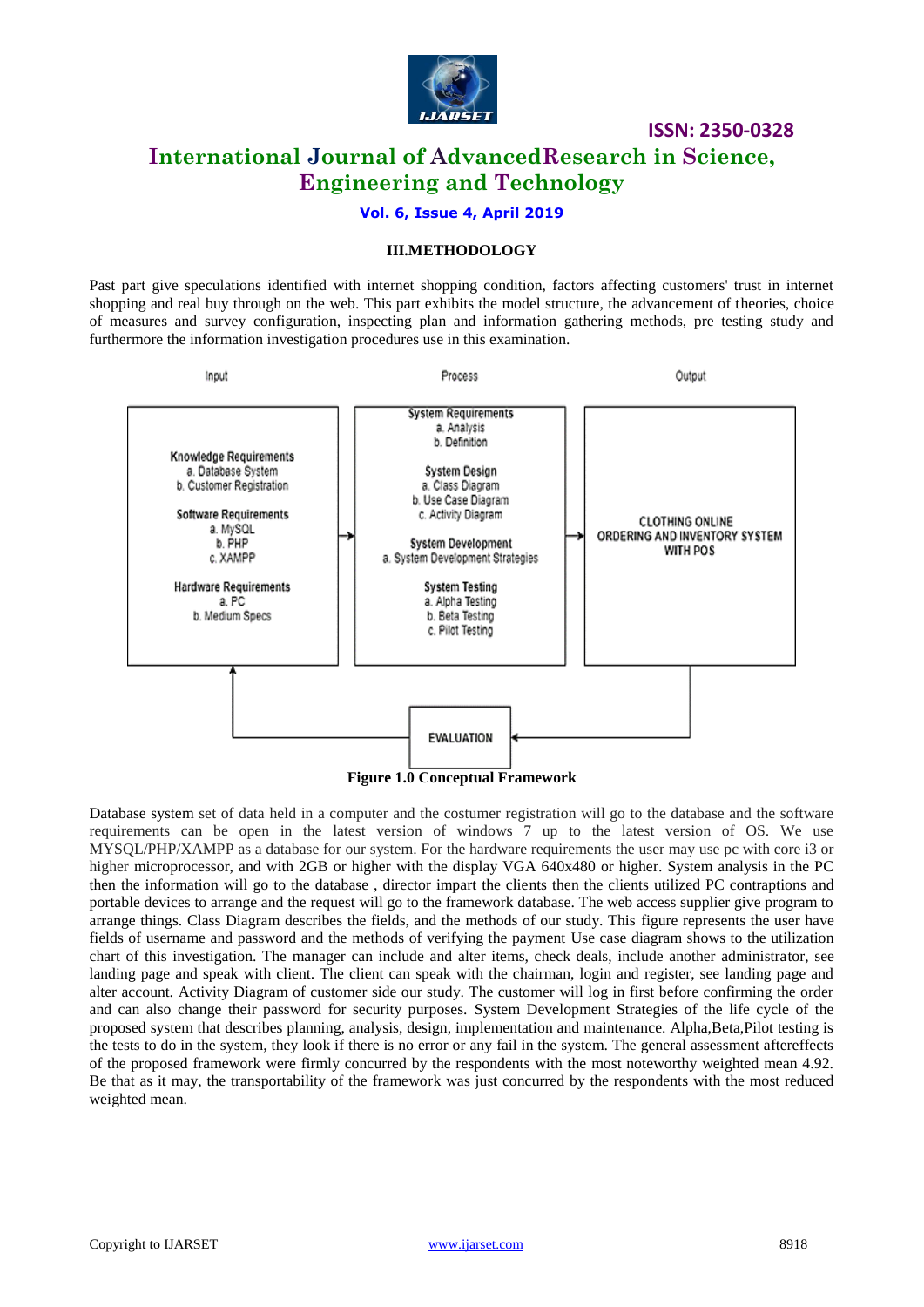## III.METHODOLOGY

Past part give speculations identified with internet shopping condition, factors affecting customers' trust in internet shopping and real buy through on the web. This part exhibits the model structure, the advancement of theories, choice of measures and survey configuration, inspecting plan and information gathering methods, pre testing study and furthermore the information investigation procedures use in this examination.

| Input | Process | Output |
|---|---|---|
| **Knowledge Requirements**<br>a. Database System<br>b. Customer Registration<br><br>**Software Requirements**<br>a. MySQL<br>b. PHP<br>c. XAMPP<br><br>**Hardware Requirements**<br>a. PC<br>b. Medium Specs | **System Requirements**<br>a. Analysis<br>b. Definition<br><br>**System Design**<br>a. Class Diagram<br>b. Use Case Diagram<br>c. Activity Diagram<br><br>**System Development**<br>a. System Development Strategies<br><br>**System Testing**<br>a. Alpha Testing<br>b. Beta Testing<br>c. Pilot Testing | **CLOTHING ONLINE ORDERING AND INVENTORY SYSTEM WITH POS** |

EVALUATION

**Figure 1.0 Conceptual Framework**

Database system set of data held in a computer and the costumer registration will go to the database and the software requirements can be open in the latest version of windows 7 up to the latest version of OS. We use MYSQL/PHP/XAMPP as a database for our system. For the hardware requirements the user may use pc with core i3 or higher microprocessor, and with 2GB or higher with the display VGA 640x480 or higher. System analysis in the PC then the information will go to the database , director impart the clients then the clients utilized PC contraptions and portable devices to arrange and the request will go to the framework database. The web access supplier give program to arrange things. Class Diagram describes the fields, and the methods of our study. This figure represents the user have fields of username and password and the methods of verifying the payment Use case diagram shows to the utilization chart of this investigation. The manager can include and alter items, check deals, include another administrator, see landing page and speak with client. The client can speak with the chairman, login and register, see landing page and alter account. Activity Diagram of customer side our study. The customer will log in first before confirming the order and can also change their password for security purposes. System Development Strategies of the life cycle of the proposed system that describes planning, analysis, design, implementation and maintenance. Alpha,Beta,Pilot testing is the tests to do in the system, they look if there is no error or any fail in the system. The general assessment aftereffects of the proposed framework were firmly concurred by the respondents with the most noteworthy weighted mean 4.92. Be that as it may, the transportability of the framework was just concurred by the respondents with the most reduced weighted mean.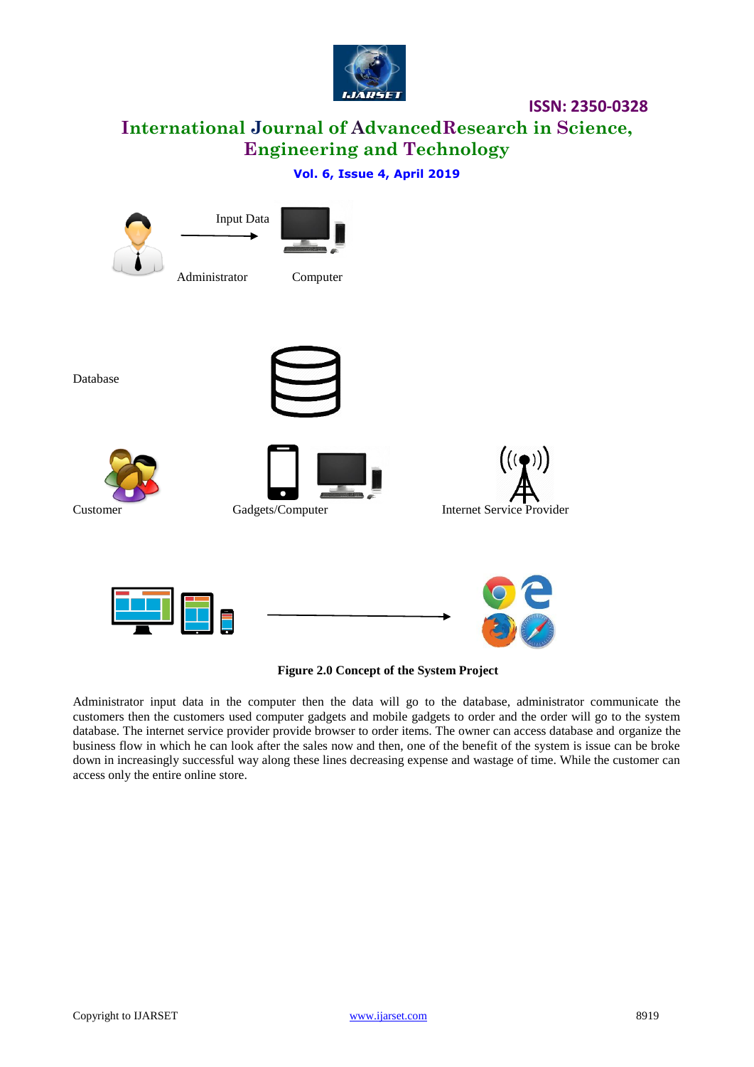Input Data

Administrator Computer

Database

Customer Gadgets/Computer Internet Service Provider

**Figure 2.0 Concept of the System Project**

Administrator input data in the computer then the data will go to the database, administrator communicate the customers then the customers used computer gadgets and mobile gadgets to order and the order will go to the system database. The internet service provider provide browser to order items. The owner can access database and organize the business flow in which he can look after the sales now and then, one of the benefit of the system is issue can be broke down in increasingly successful way along these lines decreasing expense and wastage of time. While the customer can access only the entire online store.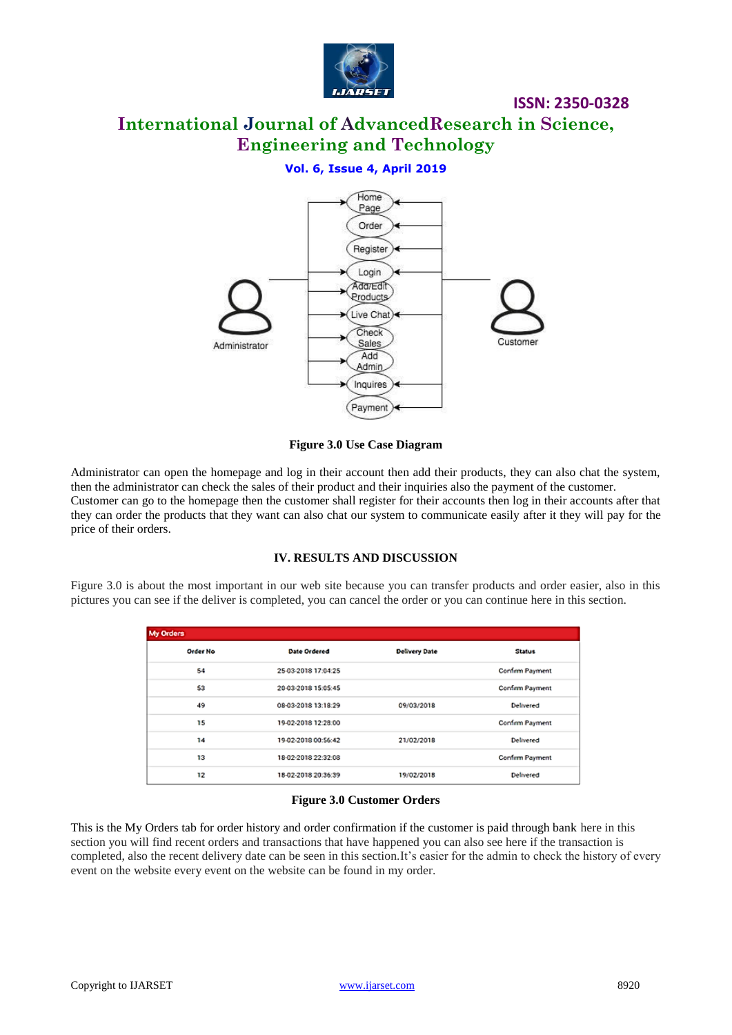Figure 3.0 Use Case Diagram

Administrator can open the homepage and log in their account then add their products, they can also chat the system, then the administrator can check the sales of their product and their inquiries also the payment of the customer. Customer can go to the homepage then the customer shall register for their accounts then log in their accounts after that they can order the products that they want can also chat our system to communicate easily after it they will pay for the price of their orders.

## IV. RESULTS AND DISCUSSION

Figure 3.0 is about the most important in our web site because you can transfer products and order easier, also in this pictures you can see if the deliver is completed, you can cancel the order or you can continue here in this section.

My Orders

| Order No | Date Ordered | Delivery Date | Status |
|---|---|---|---|
| 54 | 25-03-2018 17:04:25 | | Confirm Payment |
| 53 | 20-03-2018 15:05:45 | | Confirm Payment |
| 49 | 08-03-2018 13:18:29 | 09/03/2018 | Delivered |
| 15 | 19-02-2018 12:28:00 | | Confirm Payment |
| 14 | 19-02-2018 00:56:42 | 21/02/2018 | Delivered |
| 13 | 18-02-2018 22:32:08 | | Confirm Payment |
| 12 | 18-02-2018 20:36:39 | 19/02/2018 | Delivered |

Figure 3.0 Customer Orders

This is the My Orders tab for order history and order confirmation if the customer is paid through bank here in this section you will find recent orders and transactions that have happened you can also see here if the transaction is completed, also the recent delivery date can be seen in this section.It's easier for the admin to check the history of every event on the website every event on the website can be found in my order.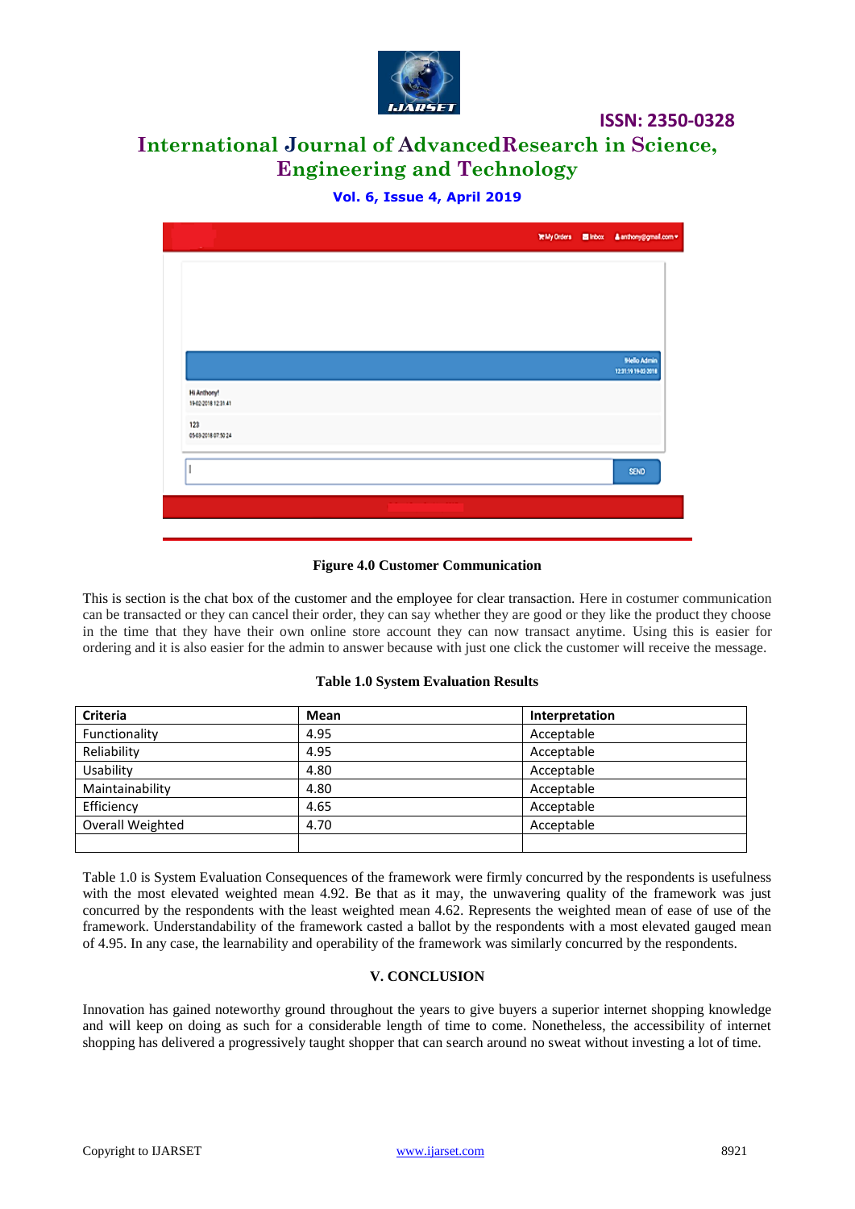**Figure 4.0 Customer Communication**

This is section is the chat box of the customer and the employee for clear transaction. Here in costumer communication can be transacted or they can cancel their order, they can say whether they are good or they like the product they choose in the time that they have their own online store account they can now transact anytime. Using this is easier for ordering and it is also easier for the admin to answer because with just one click the customer will receive the message.

**Table 1.0 System Evaluation Results**

| Criteria | Mean | Interpretation |
|---|---|---|
| Functionality | 4.95 | Acceptable |
| Reliability | 4.95 | Acceptable |
| Usability | 4.80 | Acceptable |
| Maintainability | 4.80 | Acceptable |
| Efficiency | 4.65 | Acceptable |
| Overall Weighted | 4.70 | Acceptable |
| | | |

Table 1.0 is System Evaluation Consequences of the framework were firmly concurred by the respondents is usefulness with the most elevated weighted mean 4.92. Be that as it may, the unwavering quality of the framework was just concurred by the respondents with the least weighted mean 4.62. Represents the weighted mean of ease of use of the framework. Understandability of the framework casted a ballot by the respondents with a most elevated gauged mean of 4.95. In any case, the learnability and operability of the framework was similarly concurred by the respondents.

## V. CONCLUSION

Innovation has gained noteworthy ground throughout the years to give buyers a superior internet shopping knowledge and will keep on doing as such for a considerable length of time to come. Nonetheless, the accessibility of internet shopping has delivered a progressively taught shopper that can search around no sweat without investing a lot of time.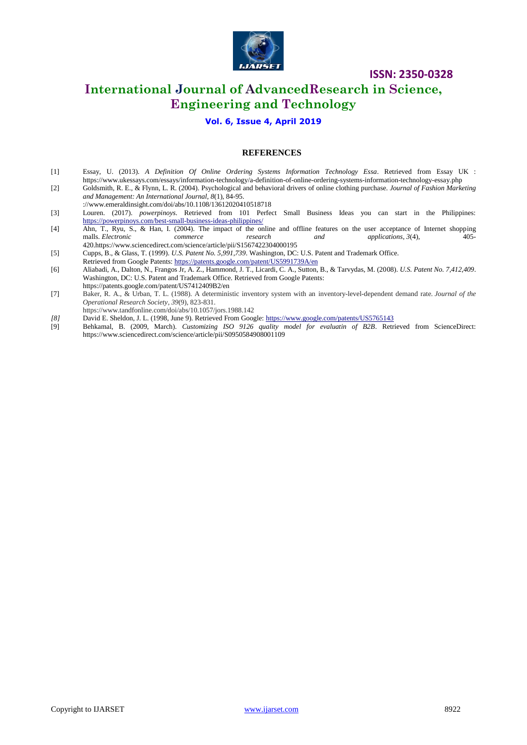## REFERENCES

[1] Essay, U. (2013). *A Definition Of Online Ordering Systems Information Technology Essa*. Retrieved from Essay UK : https://www.ukessays.com/essays/information-technology/a-definition-of-online-ordering-systems-information-technology-essay.php

[2] Goldsmith, R. E., & Flynn, L. R. (2004). Psychological and behavioral drivers of online clothing purchase. *Journal of Fashion Marketing and Management: An International Journal*, *8*(1), 84-95. ://www.emeraldinsight.com/doi/abs/10.1108/13612020410518718

[3] Louren. (2017). *powerpinoys*. Retrieved from 101 Perfect Small Business Ideas you can start in the Philippines: https://powerpinoys.com/best-small-business-ideas-philippines/

[4] Ahn, T., Ryu, S., & Han, I. (2004). The impact of the online and offline features on the user acceptance of Internet shopping malls. *Electronic commerce research and applications*, *3*(4), 405-420.https://www.sciencedirect.com/science/article/pii/S1567422304000195

[5] Cupps, B., & Glass, T. (1999). *U.S. Patent No. 5,991,739*. Washington, DC: U.S. Patent and Trademark Office. Retrieved from Google Patents: https://patents.google.com/patent/US5991739A/en

[6] Aliabadi, A., Dalton, N., Frangos Jr, A. Z., Hammond, J. T., Licardi, C. A., Sutton, B., & Tarvydas, M. (2008). *U.S. Patent No. 7,412,409*. Washington, DC: U.S. Patent and Trademark Office. Retrieved from Google Patents: https://patents.google.com/patent/US7412409B2/en

[7] Baker, R. A., & Urban, T. L. (1988). A deterministic inventory system with an inventory-level-dependent demand rate. *Journal of the Operational Research Society*, *39*(9), 823-831. https://www.tandfonline.com/doi/abs/10.1057/jors.1988.142

*[8]* David E. Sheldon, J. L. (1998, June 9). Retrieved From Google: https://www.google.com/patents/US5765143

[9] Behkamal, B. (2009, March). *Customizing ISO 9126 quality model for evaluatin of B2B*. Retrieved from ScienceDirect: https://www.sciencedirect.com/science/article/pii/S0950584908001109